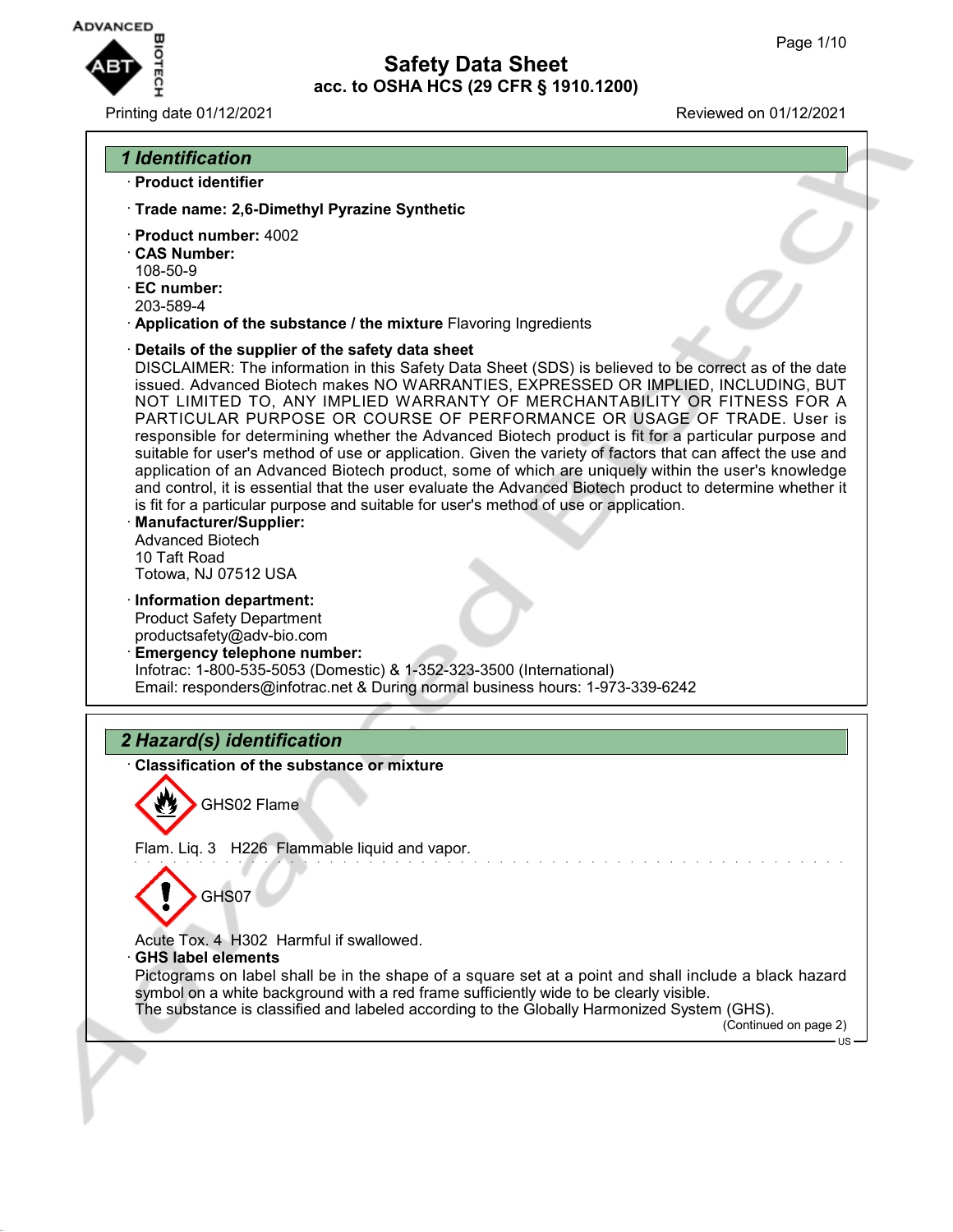# Safety Data Sheet
## acc. to OSHA HCS (29 CFR § 1910.1200)

Printing date 01/12/2021 Reviewed on 01/12/2021

## 1 Identification

- **Product identifier**
- **Trade name: 2,6-Dimethyl Pyrazine Synthetic**
- **Product number:** 4002
- **CAS Number:**
  108-50-9
- **EC number:**
  203-589-4
- **Application of the substance / the mixture** Flavoring Ingredients
- **Details of the supplier of the safety data sheet**
  DISCLAIMER: The information in this Safety Data Sheet (SDS) is believed to be correct as of the date issued. Advanced Biotech makes NO WARRANTIES, EXPRESSED OR IMPLIED, INCLUDING, BUT NOT LIMITED TO, ANY IMPLIED WARRANTY OF MERCHANTABILITY OR FITNESS FOR A PARTICULAR PURPOSE OR COURSE OF PERFORMANCE OR USAGE OF TRADE. User is responsible for determining whether the Advanced Biotech product is fit for a particular purpose and suitable for user's method of use or application. Given the variety of factors that can affect the use and application of an Advanced Biotech product, some of which are uniquely within the user's knowledge and control, it is essential that the user evaluate the Advanced Biotech product to determine whether it is fit for a particular purpose and suitable for user's method of use or application.
- **Manufacturer/Supplier:**
  Advanced Biotech
  10 Taft Road
  Totowa, NJ 07512 USA
- **Information department:**
  Product Safety Department
  productsafety@adv-bio.com
- **Emergency telephone number:**
  Infotrac: 1-800-535-5053 (Domestic) & 1-352-323-3500 (International)
  Email: responders@infotrac.net & During normal business hours: 1-973-339-6242

## 2 Hazard(s) identification

- **Classification of the substance or mixture**

GHS02 Flame

Flam. Liq. 3 H226 Flammable liquid and vapor.

GHS07

Acute Tox. 4 H302 Harmful if swallowed.

- **GHS label elements**
  Pictograms on label shall be in the shape of a square set at a point and shall include a black hazard symbol on a white background with a red frame sufficiently wide to be clearly visible.
  The substance is classified and labeled according to the Globally Harmonized System (GHS).

(Continued on page 2)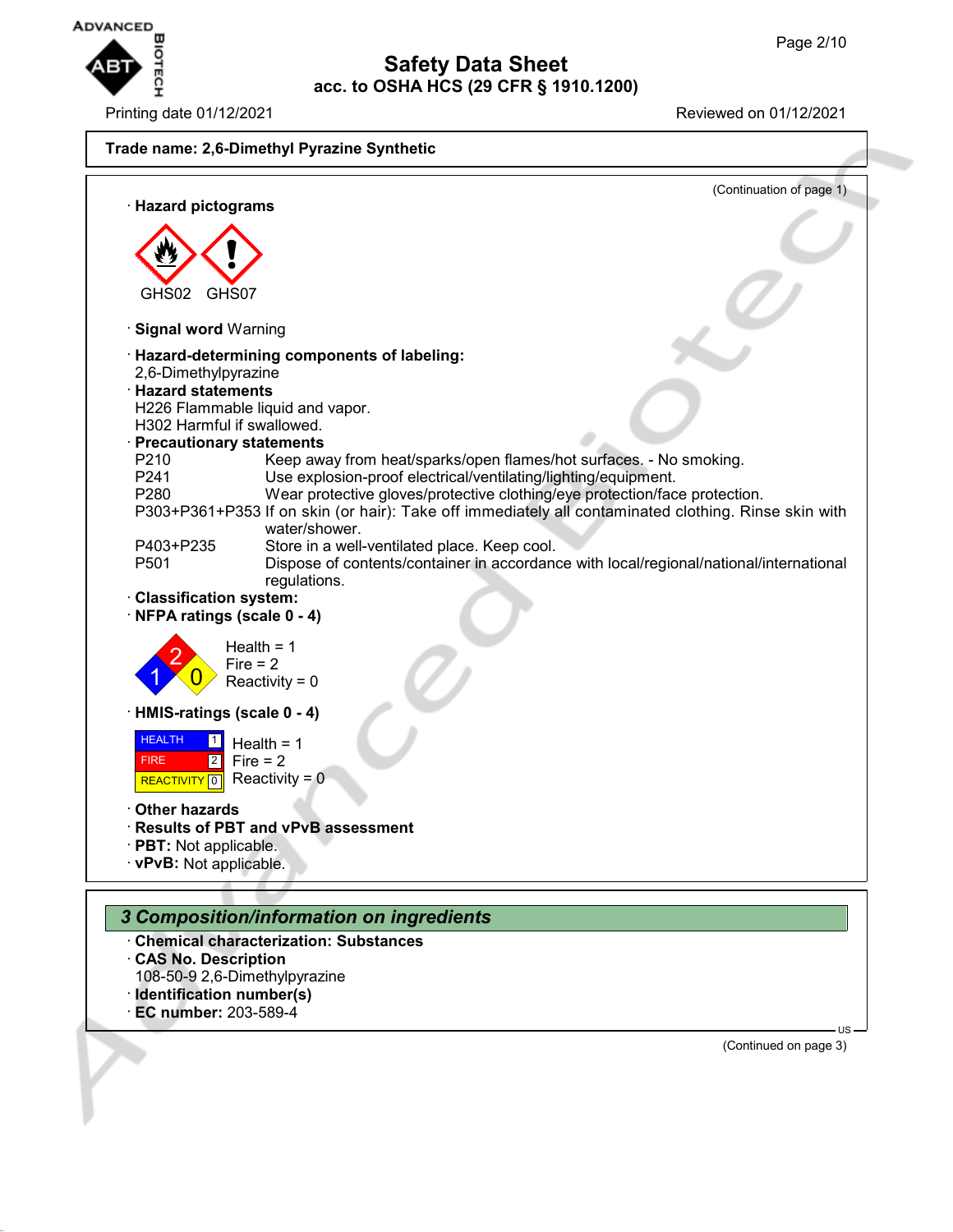**Trade name: 2,6-Dimethyl Pyrazine Synthetic**

(Continuation of page 1)

· **Hazard pictograms**

GHS02 GHS07

· **Signal word** Warning

· **Hazard-determining components of labeling:**
2,6-Dimethylpyrazine

· **Hazard statements**
H226 Flammable liquid and vapor.
H302 Harmful if swallowed.

· **Precautionary statements**

| | |
|---|---|
| P210 | Keep away from heat/sparks/open flames/hot surfaces. - No smoking. |
| P241 | Use explosion-proof electrical/ventilating/lighting/equipment. |
| P280 | Wear protective gloves/protective clothing/eye protection/face protection. |
| P303+P361+P353 | If on skin (or hair): Take off immediately all contaminated clothing. Rinse skin with water/shower. |
| P403+P235 | Store in a well-ventilated place. Keep cool. |
| P501 | Dispose of contents/container in accordance with local/regional/national/international regulations. |

· **Classification system:**

· **NFPA ratings (scale 0 - 4)**

Health = 1
Fire = 2
Reactivity = 0

· **HMIS-ratings (scale 0 - 4)**

| | |
|---|---|
| HEALTH | 1 |
| FIRE | 2 |
| REACTIVITY | 0 |

Health = 1
Fire = 2
Reactivity = 0

· **Other hazards**

· **Results of PBT and vPvB assessment**

· **PBT:** Not applicable.

· **vPvB:** Not applicable.

## 3 Composition/information on ingredients

· **Chemical characterization: Substances**

· **CAS No. Description**
108-50-9 2,6-Dimethylpyrazine

· **Identification number(s)**

· **EC number:** 203-589-4

(Continued on page 3)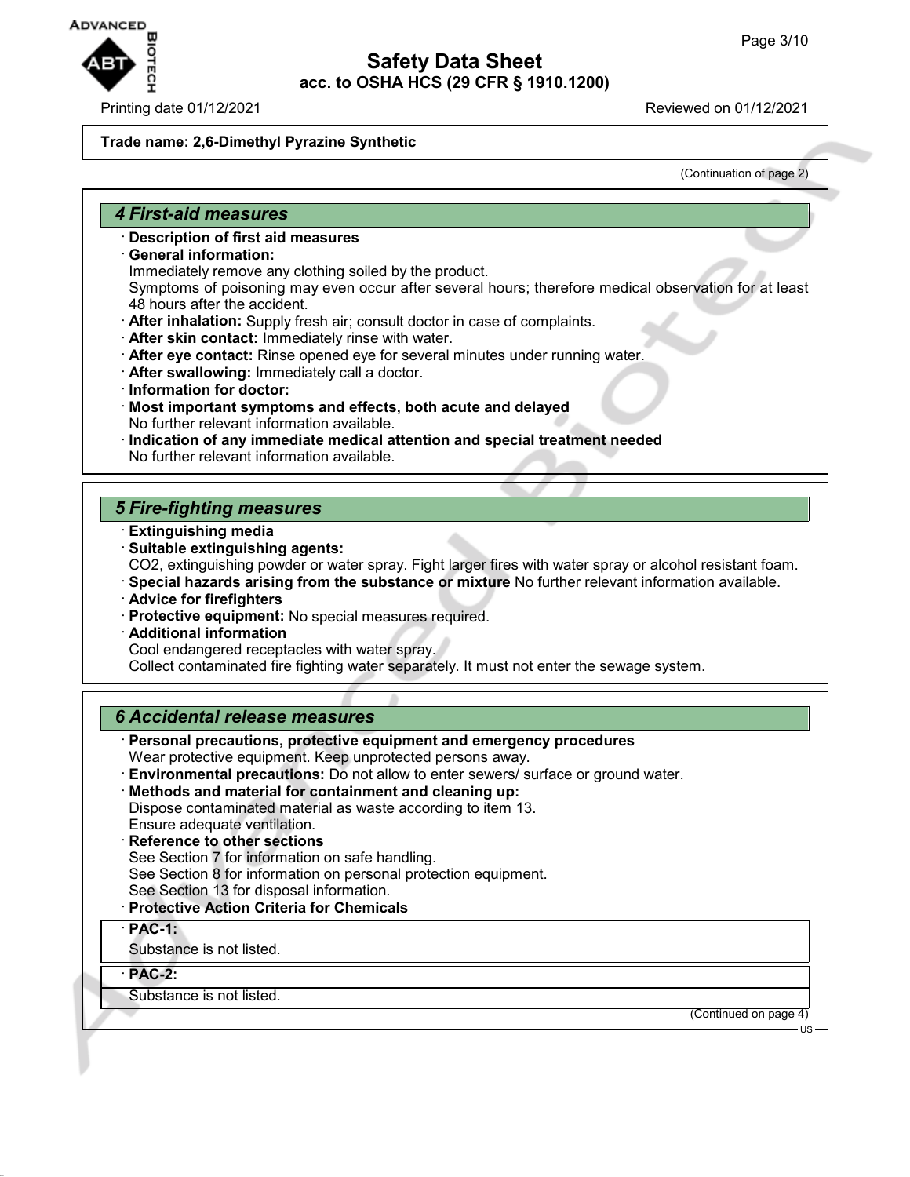**Trade name: 2,6-Dimethyl Pyrazine Synthetic**

(Continuation of page 2)

## 4 First-aid measures

- **Description of first aid measures**
- **General information:**
  Immediately remove any clothing soiled by the product.
  Symptoms of poisoning may even occur after several hours; therefore medical observation for at least 48 hours after the accident.
- **After inhalation:** Supply fresh air; consult doctor in case of complaints.
- **After skin contact:** Immediately rinse with water.
- **After eye contact:** Rinse opened eye for several minutes under running water.
- **After swallowing:** Immediately call a doctor.
- **Information for doctor:**
- **Most important symptoms and effects, both acute and delayed**
  No further relevant information available.
- **Indication of any immediate medical attention and special treatment needed**
  No further relevant information available.

## 5 Fire-fighting measures

- **Extinguishing media**
- **Suitable extinguishing agents:**
  $CO_2$, extinguishing powder or water spray. Fight larger fires with water spray or alcohol resistant foam.
- **Special hazards arising from the substance or mixture** No further relevant information available.
- **Advice for firefighters**
- **Protective equipment:** No special measures required.
- **Additional information**
  Cool endangered receptacles with water spray.
  Collect contaminated fire fighting water separately. It must not enter the sewage system.

## 6 Accidental release measures

- **Personal precautions, protective equipment and emergency procedures**
  Wear protective equipment. Keep unprotected persons away.
- **Environmental precautions:** Do not allow to enter sewers/ surface or ground water.
- **Methods and material for containment and cleaning up:**
  Dispose contaminated material as waste according to item 13.
  Ensure adequate ventilation.
- **Reference to other sections**
  See Section 7 for information on safe handling.
  See Section 8 for information on personal protection equipment.
  See Section 13 for disposal information.
- **Protective Action Criteria for Chemicals**

| · PAC-1: |
| --- |
| Substance is not listed. |

| · PAC-2: |
| --- |
| Substance is not listed. |

(Continued on page 4)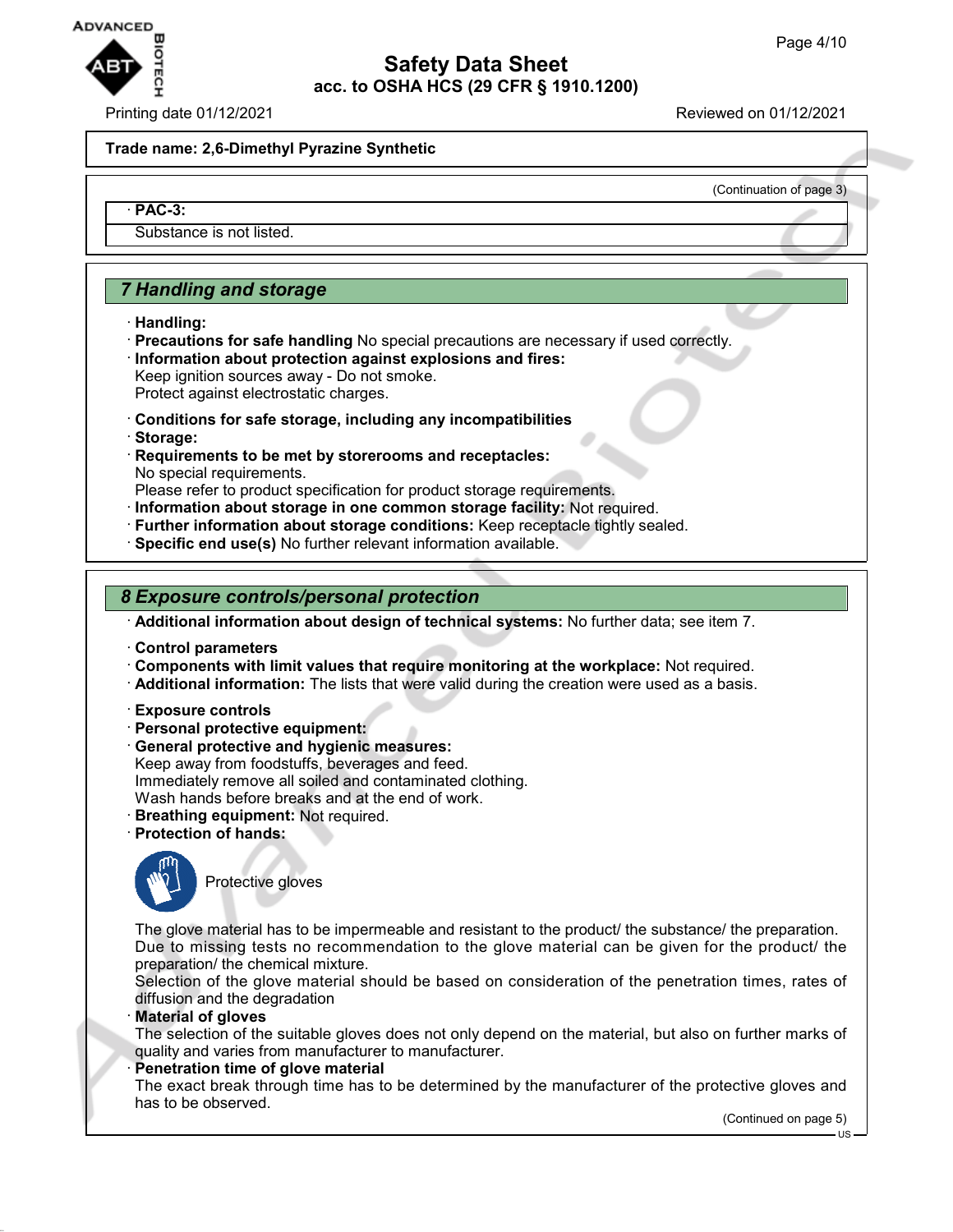**Trade name: 2,6-Dimethyl Pyrazine Synthetic**

(Continuation of page 3)

· **PAC-3:**

Substance is not listed.

## 7 Handling and storage

· **Handling:**
· **Precautions for safe handling** No special precautions are necessary if used correctly.
· **Information about protection against explosions and fires:**
Keep ignition sources away - Do not smoke.
Protect against electrostatic charges.

· **Conditions for safe storage, including any incompatibilities**
· **Storage:**
· **Requirements to be met by storerooms and receptacles:**
No special requirements.
Please refer to product specification for product storage requirements.
· **Information about storage in one common storage facility:** Not required.
· **Further information about storage conditions:** Keep receptacle tightly sealed.
· **Specific end use(s)** No further relevant information available.

## 8 Exposure controls/personal protection

· **Additional information about design of technical systems:** No further data; see item 7.

· **Control parameters**
· **Components with limit values that require monitoring at the workplace:** Not required.
· **Additional information:** The lists that were valid during the creation were used as a basis.

· **Exposure controls**
· **Personal protective equipment:**
· **General protective and hygienic measures:**
Keep away from foodstuffs, beverages and feed.
Immediately remove all soiled and contaminated clothing.
Wash hands before breaks and at the end of work.
· **Breathing equipment:** Not required.
· **Protection of hands:**

Protective gloves

The glove material has to be impermeable and resistant to the product/ the substance/ the preparation.
Due to missing tests no recommendation to the glove material can be given for the product/ the preparation/ the chemical mixture.
Selection of the glove material should be based on consideration of the penetration times, rates of diffusion and the degradation
· **Material of gloves**
The selection of the suitable gloves does not only depend on the material, but also on further marks of quality and varies from manufacturer to manufacturer.
· **Penetration time of glove material**
The exact break through time has to be determined by the manufacturer of the protective gloves and has to be observed.

(Continued on page 5)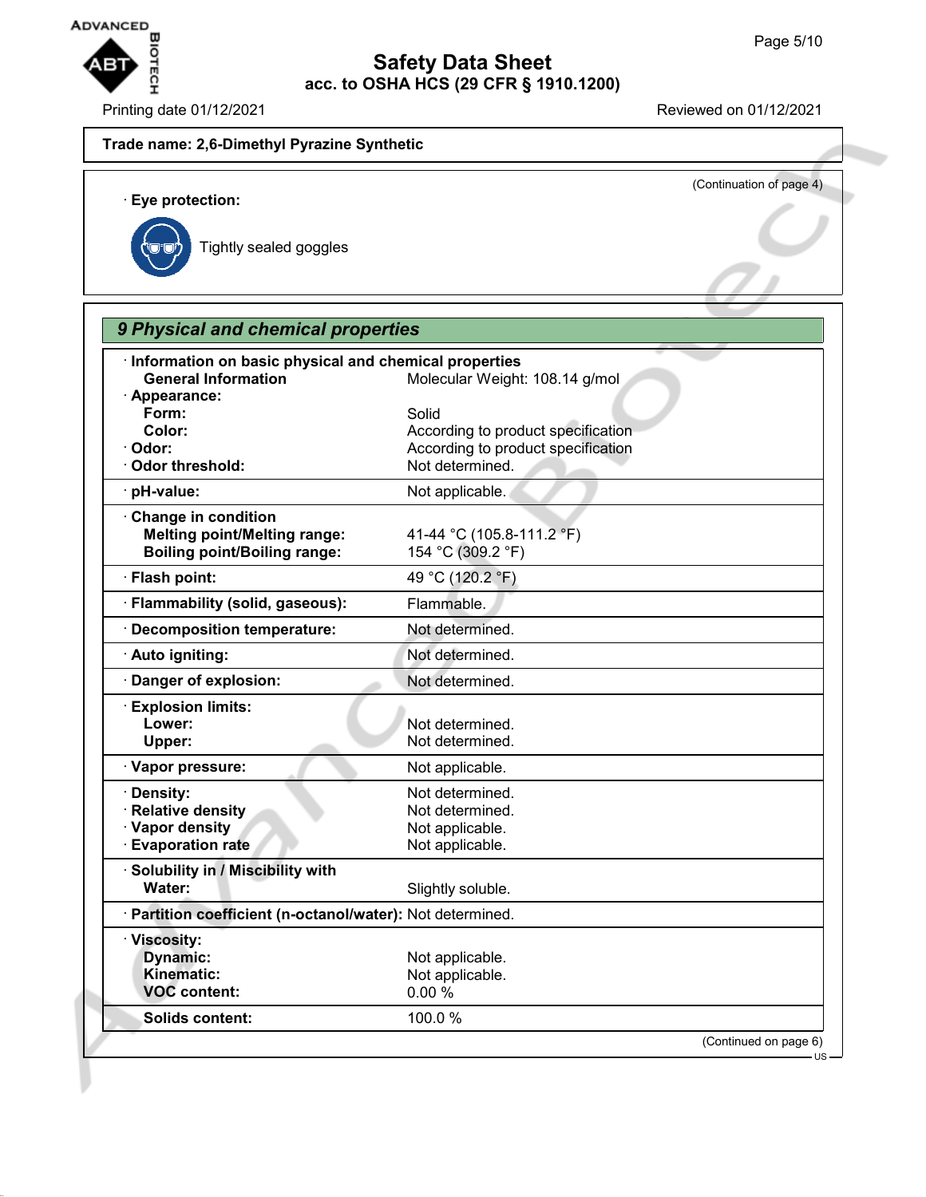**Trade name: 2,6-Dimethyl Pyrazine Synthetic**

(Continuation of page 4)

· **Eye protection:**

Tightly sealed goggles

## 9 Physical and chemical properties

| | |
|---|---|
| · **Information on basic physical and chemical properties** | |
| **General Information** | Molecular Weight: 108.14 g/mol |
| · **Appearance:** | |
| **Form:** | Solid |
| **Color:** | According to product specification |
| · **Odor:** | According to product specification |
| · **Odor threshold:** | Not determined. |
| · **pH-value:** | Not applicable. |
| · **Change in condition** | |
| **Melting point/Melting range:** | 41-44 °C (105.8-111.2 °F) |
| **Boiling point/Boiling range:** | 154 °C (309.2 °F) |
| · **Flash point:** | 49 °C (120.2 °F) |
| · **Flammability (solid, gaseous):** | Flammable. |
| · **Decomposition temperature:** | Not determined. |
| · **Auto igniting:** | Not determined. |
| · **Danger of explosion:** | Not determined. |
| · **Explosion limits:** | |
| **Lower:** | Not determined. |
| **Upper:** | Not determined. |
| · **Vapor pressure:** | Not applicable. |
| · **Density:** | Not determined. |
| · **Relative density** | Not determined. |
| · **Vapor density** | Not applicable. |
| · **Evaporation rate** | Not applicable. |
| · **Solubility in / Miscibility with** | |
| **Water:** | Slightly soluble. |
| · **Partition coefficient (n-octanol/water):** | Not determined. |
| · **Viscosity:** | |
| **Dynamic:** | Not applicable. |
| **Kinematic:** | Not applicable. |
| **VOC content:** | 0.00 % |
| **Solids content:** | 100.0 % |

(Continued on page 6)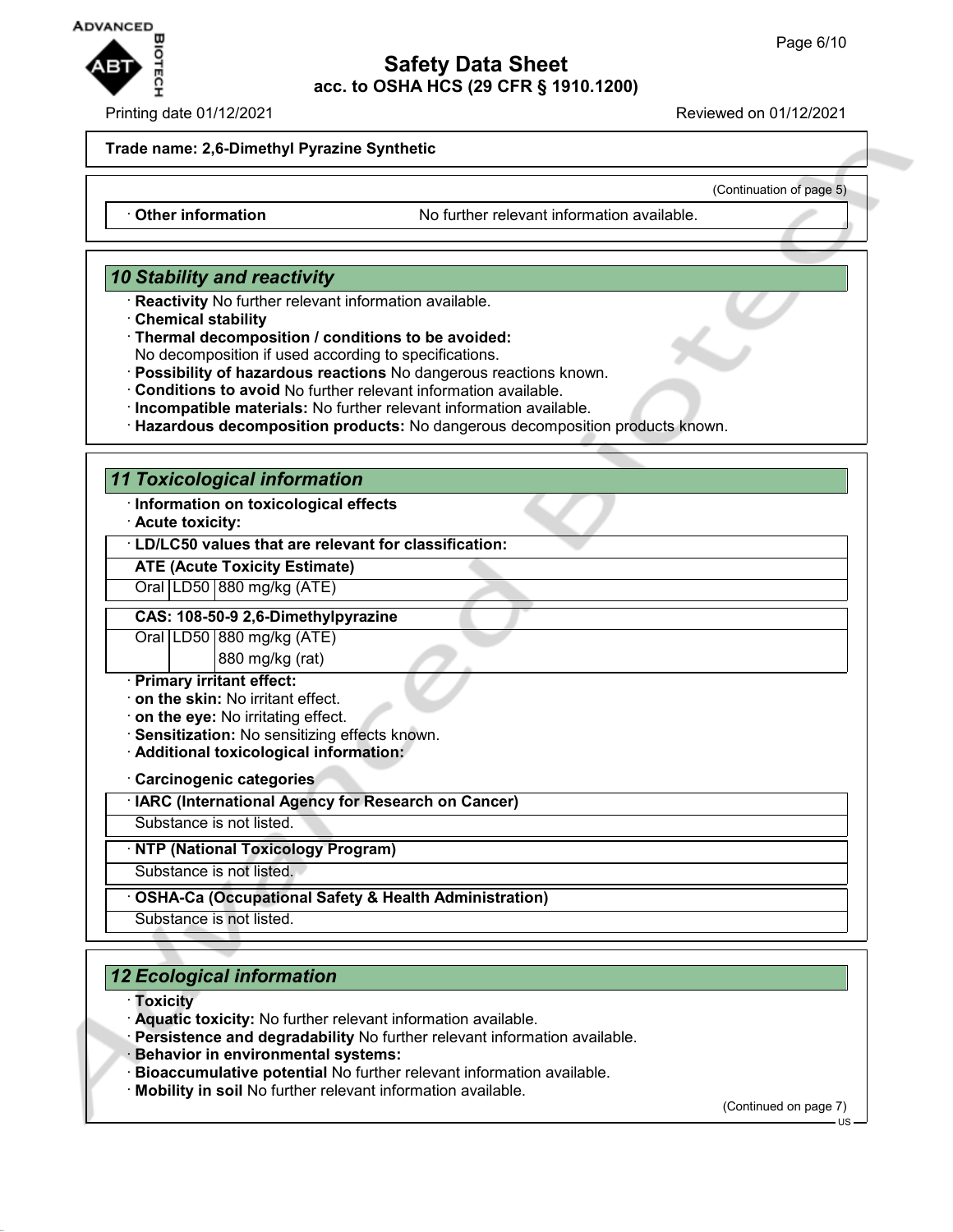**Trade name: 2,6-Dimethyl Pyrazine Synthetic**

(Continuation of page 5)

| · **Other information** | No further relevant information available. |
|---|---|

## 10 Stability and reactivity

· **Reactivity** No further relevant information available.
· **Chemical stability**
· **Thermal decomposition / conditions to be avoided:**
No decomposition if used according to specifications.
· **Possibility of hazardous reactions** No dangerous reactions known.
· **Conditions to avoid** No further relevant information available.
· **Incompatible materials:** No further relevant information available.
· **Hazardous decomposition products:** No dangerous decomposition products known.

## 11 Toxicological information

· **Information on toxicological effects**
· **Acute toxicity:**

· **LD/LC50 values that are relevant for classification:**

| **ATE (Acute Toxicity Estimate)** | | |
|---|---|---|
| Oral | LD50 | 880 mg/kg (ATE) |

| **CAS: 108-50-9 2,6-Dimethylpyrazine** | | |
|---|---|---|
| Oral | LD50 | 880 mg/kg (ATE) |
| | | 880 mg/kg (rat) |

· **Primary irritant effect:**
· **on the skin:** No irritant effect.
· **on the eye:** No irritating effect.
· **Sensitization:** No sensitizing effects known.
· **Additional toxicological information:**

· **Carcinogenic categories**

| · **IARC (International Agency for Research on Cancer)** |
|---|
| Substance is not listed. |

| · **NTP (National Toxicology Program)** |
|---|
| Substance is not listed. |

| · **OSHA-Ca (Occupational Safety & Health Administration)** |
|---|
| Substance is not listed. |

## 12 Ecological information

· **Toxicity**
· **Aquatic toxicity:** No further relevant information available.
· **Persistence and degradability** No further relevant information available.
· **Behavior in environmental systems:**
· **Bioaccumulative potential** No further relevant information available.
· **Mobility in soil** No further relevant information available.

(Continued on page 7)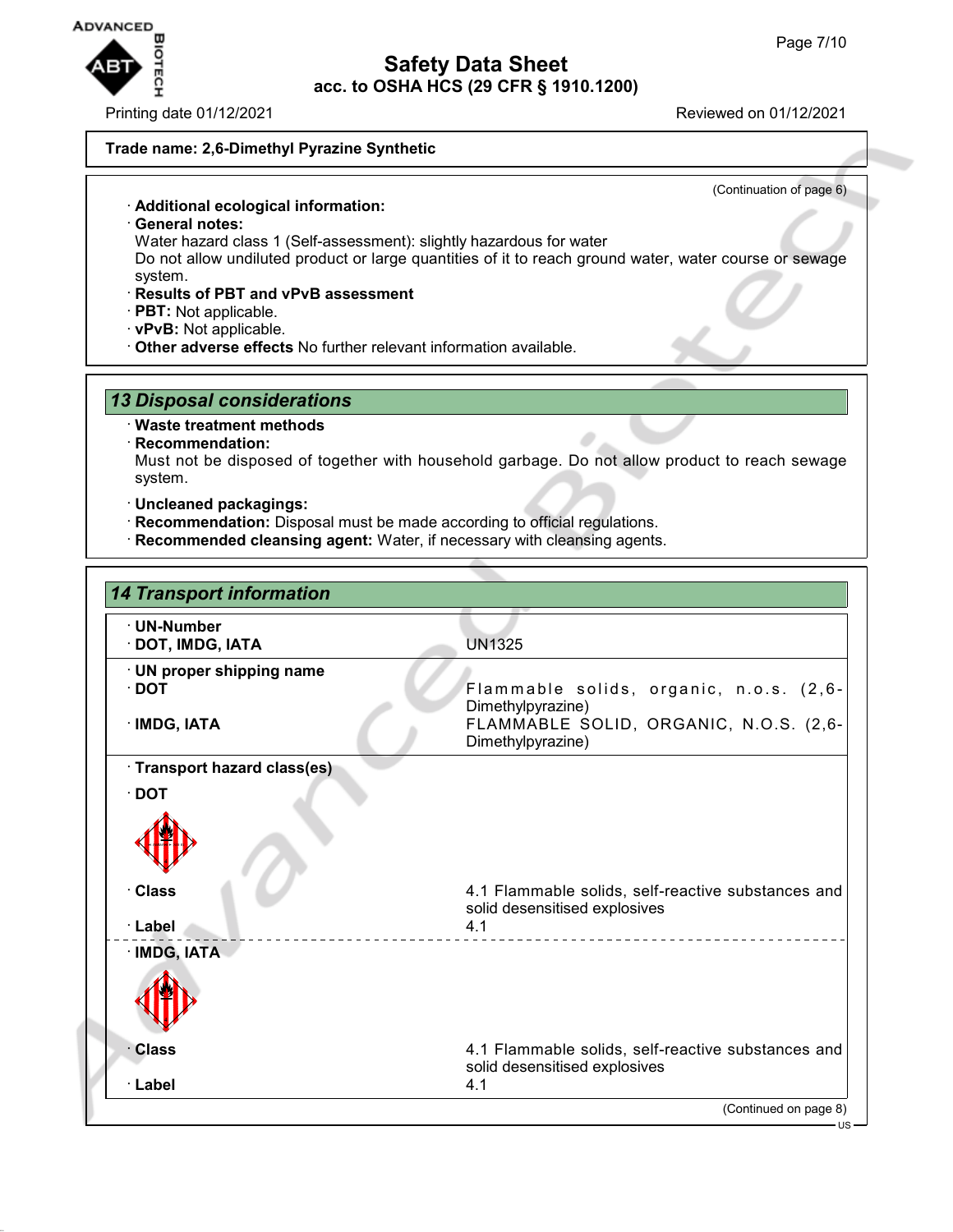Trade name: 2,6-Dimethyl Pyrazine Synthetic

(Continuation of page 6)

· **Additional ecological information:**
· **General notes:**
Water hazard class 1 (Self-assessment): slightly hazardous for water
Do not allow undiluted product or large quantities of it to reach ground water, water course or sewage system.
· **Results of PBT and vPvB assessment**
· **PBT:** Not applicable.
· **vPvB:** Not applicable.
· **Other adverse effects** No further relevant information available.

## 13 Disposal considerations

· **Waste treatment methods**
· **Recommendation:**
Must not be disposed of together with household garbage. Do not allow product to reach sewage system.

· **Uncleaned packagings:**
· **Recommendation:** Disposal must be made according to official regulations.
· **Recommended cleansing agent:** Water, if necessary with cleansing agents.

## 14 Transport information

| | |
|---|---|
| · **UN-Number** | |
| · **DOT, IMDG, IATA** | UN1325 |
| · **UN proper shipping name** | |
| · **DOT** | Flammable solids, organic, n.o.s. (2,6-Dimethylpyrazine) |
| · **IMDG, IATA** | FLAMMABLE SOLID, ORGANIC, N.O.S. (2,6-Dimethylpyrazine) |
| · **Transport hazard class(es)** | |
| · **DOT** | |
| · **Class** | 4.1 Flammable solids, self-reactive substances and solid desensitised explosives |
| · **Label** | 4.1 |
| · **IMDG, IATA** | |
| · **Class** | 4.1 Flammable solids, self-reactive substances and solid desensitised explosives |
| · **Label** | 4.1 |

(Continued on page 8)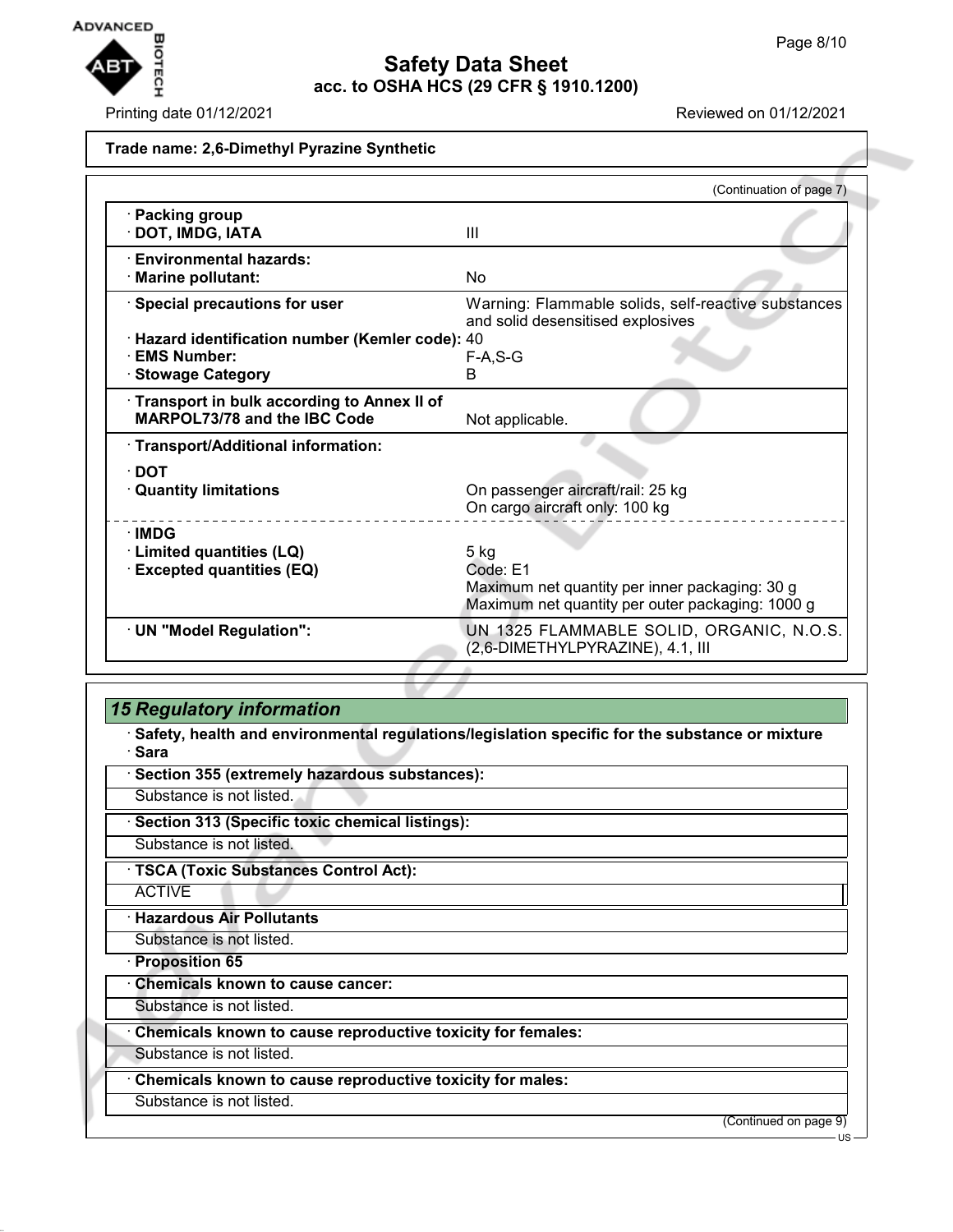**Trade name: 2,6-Dimethyl Pyrazine Synthetic**

(Continuation of page 7)

| | |
|---|---|
| · **Packing group** | |
| · **DOT, IMDG, IATA** | III |
| · **Environmental hazards:** | |
| · **Marine pollutant:** | No |
| · **Special precautions for user** | Warning: Flammable solids, self-reactive substances and solid desensitised explosives |
| · **Hazard identification number (Kemler code):** | 40 |
| · **EMS Number:** | F-A,S-G |
| · **Stowage Category** | B |
| · **Transport in bulk according to Annex II of MARPOL73/78 and the IBC Code** | Not applicable. |
| · **Transport/Additional information:** | |
| · **DOT** | |
| · **Quantity limitations** | On passenger aircraft/rail: 25 kg<br>On cargo aircraft only: 100 kg |
| · **IMDG** | |
| · **Limited quantities (LQ)** | 5 kg |
| · **Excepted quantities (EQ)** | Code: E1<br>Maximum net quantity per inner packaging: 30 g<br>Maximum net quantity per outer packaging: 1000 g |
| · **UN "Model Regulation":** | UN 1325 FLAMMABLE SOLID, ORGANIC, N.O.S. (2,6-DIMETHYLPYRAZINE), 4.1, III |

## *15 Regulatory information*

· **Safety, health and environmental regulations/legislation specific for the substance or mixture**

· **Sara**

· **Section 355 (extremely hazardous substances):**

Substance is not listed.

· **Section 313 (Specific toxic chemical listings):**

Substance is not listed.

· **TSCA (Toxic Substances Control Act):**

ACTIVE

· **Hazardous Air Pollutants**

Substance is not listed.

· **Proposition 65**

· **Chemicals known to cause cancer:**

Substance is not listed.

· **Chemicals known to cause reproductive toxicity for females:**

Substance is not listed.

· **Chemicals known to cause reproductive toxicity for males:**

Substance is not listed.

(Continued on page 9)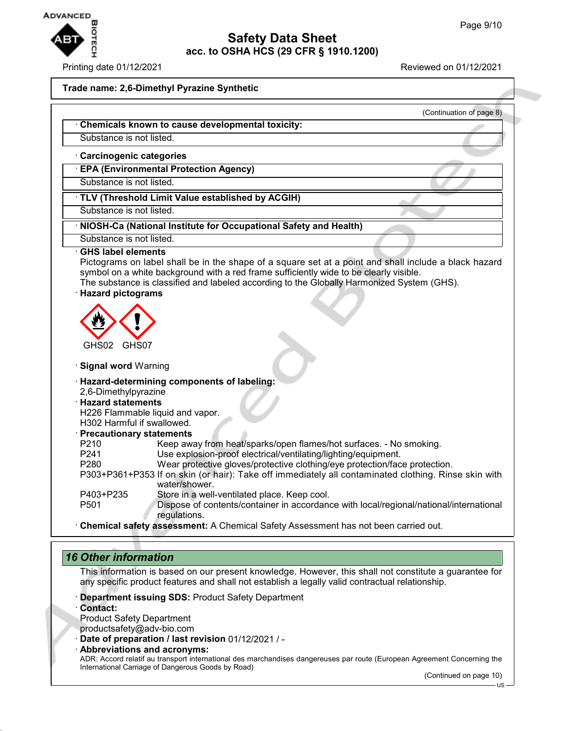**Trade name: 2,6-Dimethyl Pyrazine Synthetic**

(Continuation of page 8)

· **Chemicals known to cause developmental toxicity:**

Substance is not listed.

· **Carcinogenic categories**

· **EPA (Environmental Protection Agency)**

Substance is not listed.

· **TLV (Threshold Limit Value established by ACGIH)**

Substance is not listed.

· **NIOSH-Ca (National Institute for Occupational Safety and Health)**

Substance is not listed.

· **GHS label elements**

Pictograms on label shall be in the shape of a square set at a point and shall include a black hazard symbol on a white background with a red frame sufficiently wide to be clearly visible.
The substance is classified and labeled according to the Globally Harmonized System (GHS).

· **Hazard pictograms**

GHS02 GHS07

· **Signal word** Warning

· **Hazard-determining components of labeling:**
2,6-Dimethylpyrazine

· **Hazard statements**
H226 Flammable liquid and vapor.
H302 Harmful if swallowed.

· **Precautionary statements**

| | |
|---|---|
| P210 | Keep away from heat/sparks/open flames/hot surfaces. - No smoking. |
| P241 | Use explosion-proof electrical/ventilating/lighting/equipment. |
| P280 | Wear protective gloves/protective clothing/eye protection/face protection. |
| P303+P361+P353 | If on skin (or hair): Take off immediately all contaminated clothing. Rinse skin with water/shower. |
| P403+P235 | Store in a well-ventilated place. Keep cool. |
| P501 | Dispose of contents/container in accordance with local/regional/national/international regulations. |

· **Chemical safety assessment:** A Chemical Safety Assessment has not been carried out.

## 16 Other information

This information is based on our present knowledge. However, this shall not constitute a guarantee for any specific product features and shall not establish a legally valid contractual relationship.

· **Department issuing SDS:** Product Safety Department

· **Contact:**
Product Safety Department
productsafety@adv-bio.com

· **Date of preparation / last revision** 01/12/2021 / -

· **Abbreviations and acronyms:**
ADR: Accord relatif au transport international des marchandises dangereuses par route (European Agreement Concerning the International Carriage of Dangerous Goods by Road)

(Continued on page 10)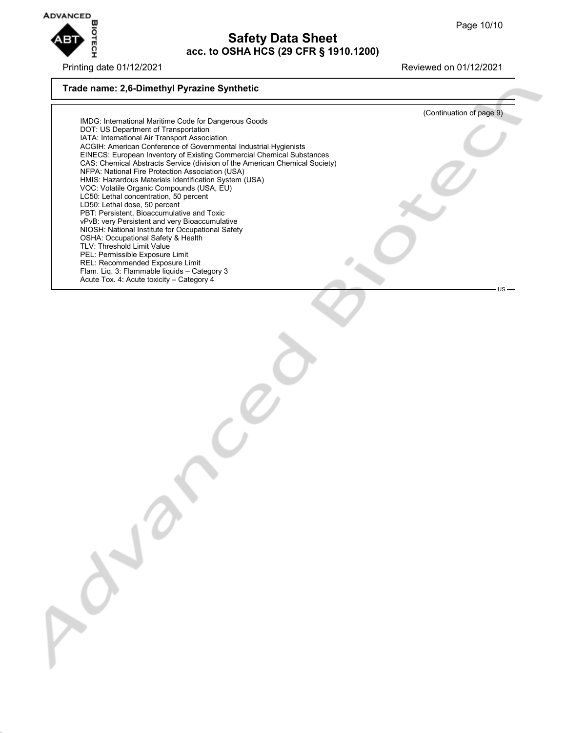**Trade name: 2,6-Dimethyl Pyrazine Synthetic**

(Continuation of page 9)

IMDG: International Maritime Code for Dangerous Goods
DOT: US Department of Transportation
IATA: International Air Transport Association
ACGIH: American Conference of Governmental Industrial Hygienists
EINECS: European Inventory of Existing Commercial Chemical Substances
CAS: Chemical Abstracts Service (division of the American Chemical Society)
NFPA: National Fire Protection Association (USA)
HMIS: Hazardous Materials Identification System (USA)
VOC: Volatile Organic Compounds (USA, EU)
LC50: Lethal concentration, 50 percent
LD50: Lethal dose, 50 percent
PBT: Persistent, Bioaccumulative and Toxic
vPvB: very Persistent and very Bioaccumulative
NIOSH: National Institute for Occupational Safety
OSHA: Occupational Safety & Health
TLV: Threshold Limit Value
PEL: Permissible Exposure Limit
REL: Recommended Exposure Limit
Flam. Liq. 3: Flammable liquids – Category 3
Acute Tox. 4: Acute toxicity – Category 4